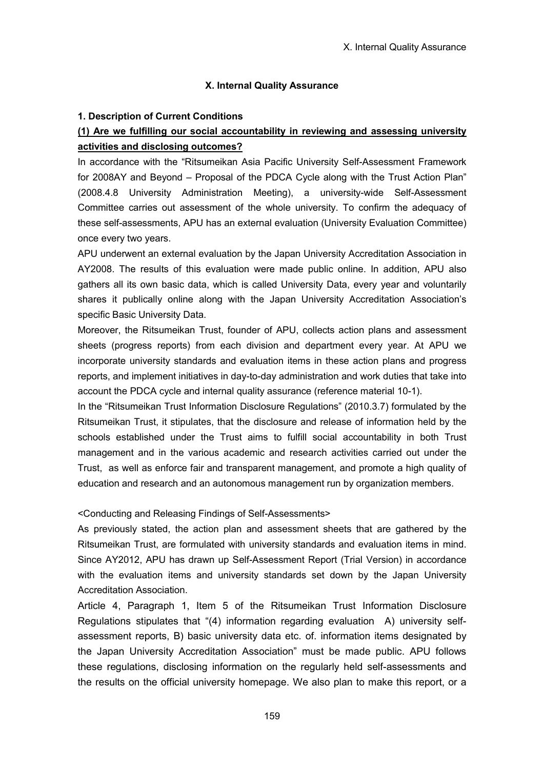# X. Internal Quality Assurance

## 1. Description of Current Conditions

### (1) Are we fulfilling our social accountability in reviewing and assessing university activities and disclosing outcomes?

In accordance with the "Ritsumeikan Asia Pacific University Self-Assessment Framework for 2008AY and Beyond – Proposal of the PDCA Cycle along with the Trust Action Plan" (2008.4.8 University Administration Meeting), a university-wide Self-Assessment Committee carries out assessment of the whole university. To confirm the adequacy of these self-assessments, APU has an external evaluation (University Evaluation Committee) once every two years.

APU underwent an external evaluation by the Japan University Accreditation Association in AY2008. The results of this evaluation were made public online. In addition, APU also gathers all its own basic data, which is called University Data, every year and voluntarily shares it publically online along with the Japan University Accreditation Association's specific Basic University Data.

Moreover, the Ritsumeikan Trust, founder of APU, collects action plans and assessment sheets (progress reports) from each division and department every year. At APU we incorporate university standards and evaluation items in these action plans and progress reports, and implement initiatives in day-to-day administration and work duties that take into account the PDCA cycle and internal quality assurance (reference material 10-1).

In the "Ritsumeikan Trust Information Disclosure Regulations" (2010.3.7) formulated by the Ritsumeikan Trust, it stipulates, that the disclosure and release of information held by the schools established under the Trust aims to fulfill social accountability in both Trust management and in the various academic and research activities carried out under the Trust, as well as enforce fair and transparent management, and promote a high quality of education and research and an autonomous management run by organization members.

<Conducting and Releasing Findings of Self-Assessments>

As previously stated, the action plan and assessment sheets that are gathered by the Ritsumeikan Trust, are formulated with university standards and evaluation items in mind. Since AY2012, APU has drawn up Self-Assessment Report (Trial Version) in accordance with the evaluation items and university standards set down by the Japan University Accreditation Association.

Article 4, Paragraph 1, Item 5 of the Ritsumeikan Trust Information Disclosure Regulations stipulates that "(4) information regarding evaluation A) university self-assessment reports, B) basic university data etc. of. information items designated by the Japan University Accreditation Association" must be made public. APU follows these regulations, disclosing information on the regularly held self-assessments and the results on the official university homepage. We also plan to make this report, or a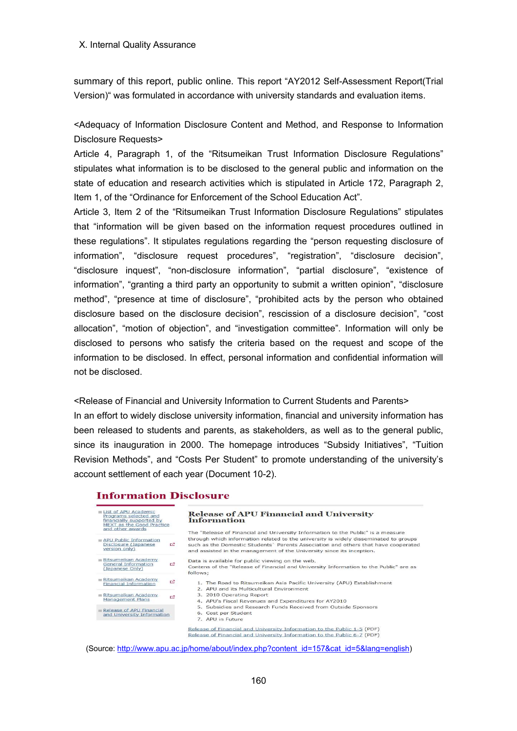summary of this report, public online. This report "AY2012 Self-Assessment Report(Trial Version)" was formulated in accordance with university standards and evaluation items.

<Adequacy of Information Disclosure Content and Method, and Response to Information Disclosure Requests>

Article 4, Paragraph 1, of the "Ritsumeikan Trust Information Disclosure Regulations" stipulates what information is to be disclosed to the general public and information on the state of education and research activities which is stipulated in Article 172, Paragraph 2, Item 1, of the "Ordinance for Enforcement of the School Education Act".

Article 3, Item 2 of the "Ritsumeikan Trust Information Disclosure Regulations" stipulates that "information will be given based on the information request procedures outlined in these regulations". It stipulates regulations regarding the "person requesting disclosure of information", "disclosure request procedures", "registration", "disclosure decision", "disclosure inquest", "non-disclosure information", "partial disclosure", "existence of information", "granting a third party an opportunity to submit a written opinion", "disclosure method", "presence at time of disclosure", "prohibited acts by the person who obtained disclosure based on the disclosure decision", rescission of a disclosure decision", "cost allocation", "motion of objection", and "investigation committee". Information will only be disclosed to persons who satisfy the criteria based on the request and scope of the information to be disclosed. In effect, personal information and confidential information will not be disclosed.

<Release of Financial and University Information to Current Students and Parents>

In an effort to widely disclose university information, financial and university information has been released to students and parents, as stakeholders, as well as to the general public, since its inauguration in 2000. The homepage introduces "Subsidy Initiatives", "Tuition Revision Methods", and "Costs Per Student" to promote understanding of the university's account settlement of each year (Document 10-2).

**Information Disclosure**

- List of APU Academic Programs selected and financially supported by MEXT as the Good Practice and other awards
- APU Public Information Disclosure (Japanese version only)
- Ritsumeikan Academy General Information (Japanese Only)
- Ritsumeikan Academy Financial Information
- Ritsumeikan Academy Management Plans
- Release of APU Financial and University Information

**Release of APU Financial and University Information**

The "Release of Financial and University Information to the Public" is a measure through which information related to the university is widely disseminated to groups such as the Domestic Students' Parents Association and others that have cooperated and assisted in the management of the University since its inception.

Data is available for public viewing on the web.
Contens of the "Release of Financial and University Information to the Public" are as follows;

1. The Road to Ritsumeikan Asia Pacific University (APU) Establishment
2. APU and its Multicultural Environment
3. 2010 Operating Report
4. APU's Fiscal Revenues and Expenditures for AY2010
5. Subsidies and Research Funds Received from Outside Sponsors
6. Cost per Student
7. APU in Future

Release of Financial and University Information to the Public 1-5 (PDF)
Release of Financial and University Information to the Public 6-7 (PDF)

(Source: http://www.apu.ac.jp/home/about/index.php?content_id=157&cat_id=5&lang=english)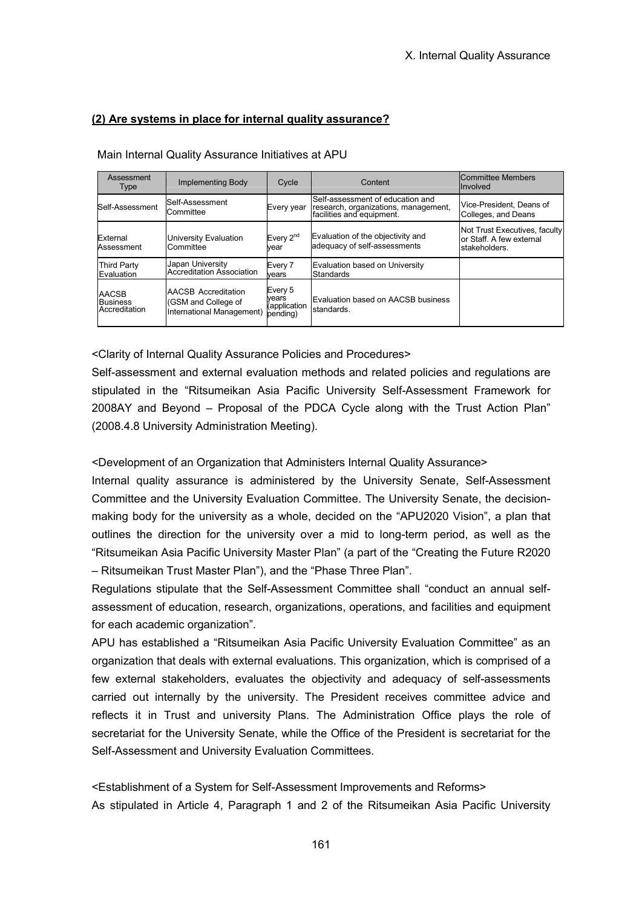#### (2) Are systems in place for internal quality assurance?

Main Internal Quality Assurance Initiatives at APU

| Assessment Type | Implementing Body | Cycle | Content | Committee Members Involved |
|---|---|---|---|---|
| Self-Assessment | Self-Assessment Committee | Every year | Self-assessment of education and research, organizations, management, facilities and equipment. | Vice-President, Deans of Colleges, and Deans |
| External Assessment | University Evaluation Committee | Every 2nd year | Evaluation of the objectivity and adequacy of self-assessments | Not Trust Executives, faculty or Staff. A few external stakeholders. |
| Third Party Evaluation | Japan University Accreditation Association | Every 7 years | Evaluation based on University Standards | |
| AACSB Business Accreditation | AACSB Accreditation (GSM and College of International Management) | Every 5 years (application pending) | Evaluation based on AACSB business standards. | |

<Clarity of Internal Quality Assurance Policies and Procedures>

Self-assessment and external evaluation methods and related policies and regulations are stipulated in the "Ritsumeikan Asia Pacific University Self-Assessment Framework for 2008AY and Beyond – Proposal of the PDCA Cycle along with the Trust Action Plan" (2008.4.8 University Administration Meeting).

<Development of an Organization that Administers Internal Quality Assurance>

Internal quality assurance is administered by the University Senate, Self-Assessment Committee and the University Evaluation Committee. The University Senate, the decision-making body for the university as a whole, decided on the "APU2020 Vision", a plan that outlines the direction for the university over a mid to long-term period, as well as the "Ritsumeikan Asia Pacific University Master Plan" (a part of the "Creating the Future R2020 – Ritsumeikan Trust Master Plan"), and the "Phase Three Plan".

Regulations stipulate that the Self-Assessment Committee shall "conduct an annual self-assessment of education, research, organizations, operations, and facilities and equipment for each academic organization".

APU has established a "Ritsumeikan Asia Pacific University Evaluation Committee" as an organization that deals with external evaluations. This organization, which is comprised of a few external stakeholders, evaluates the objectivity and adequacy of self-assessments carried out internally by the university. The President receives committee advice and reflects it in Trust and university Plans. The Administration Office plays the role of secretariat for the University Senate, while the Office of the President is secretariat for the Self-Assessment and University Evaluation Committees.

<Establishment of a System for Self-Assessment Improvements and Reforms>

As stipulated in Article 4, Paragraph 1 and 2 of the Ritsumeikan Asia Pacific University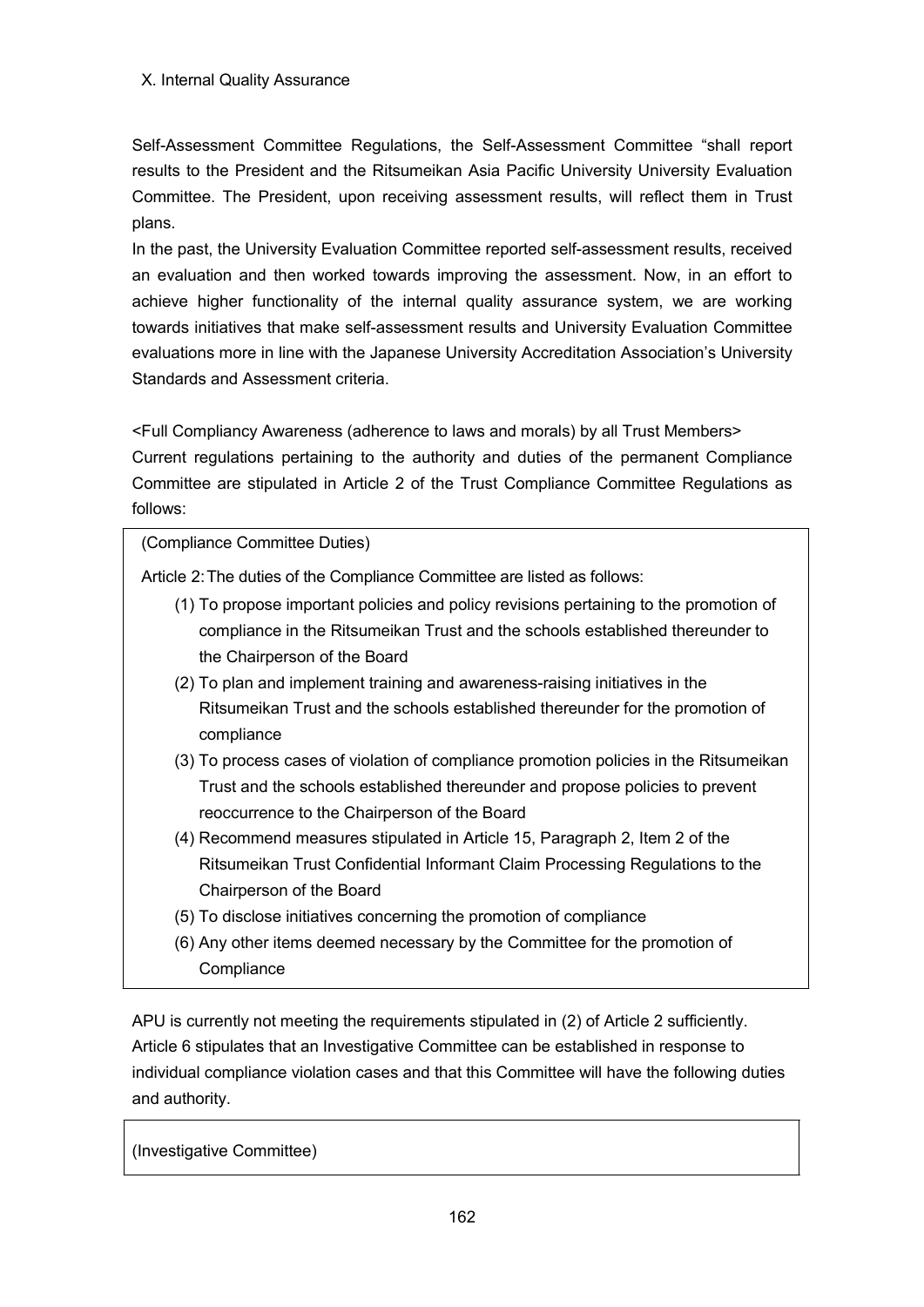X. Internal Quality Assurance

Self-Assessment Committee Regulations, the Self-Assessment Committee "shall report results to the President and the Ritsumeikan Asia Pacific University University Evaluation Committee. The President, upon receiving assessment results, will reflect them in Trust plans.

In the past, the University Evaluation Committee reported self-assessment results, received an evaluation and then worked towards improving the assessment. Now, in an effort to achieve higher functionality of the internal quality assurance system, we are working towards initiatives that make self-assessment results and University Evaluation Committee evaluations more in line with the Japanese University Accreditation Association's University Standards and Assessment criteria.

<Full Compliancy Awareness (adherence to laws and morals) by all Trust Members>

Current regulations pertaining to the authority and duties of the permanent Compliance Committee are stipulated in Article 2 of the Trust Compliance Committee Regulations as follows:

> (Compliance Committee Duties)
>
> Article 2: The duties of the Compliance Committee are listed as follows:
>
> (1) To propose important policies and policy revisions pertaining to the promotion of compliance in the Ritsumeikan Trust and the schools established thereunder to the Chairperson of the Board
>
> (2) To plan and implement training and awareness-raising initiatives in the Ritsumeikan Trust and the schools established thereunder for the promotion of compliance
>
> (3) To process cases of violation of compliance promotion policies in the Ritsumeikan Trust and the schools established thereunder and propose policies to prevent reoccurrence to the Chairperson of the Board
>
> (4) Recommend measures stipulated in Article 15, Paragraph 2, Item 2 of the Ritsumeikan Trust Confidential Informant Claim Processing Regulations to the Chairperson of the Board
>
> (5) To disclose initiatives concerning the promotion of compliance
>
> (6) Any other items deemed necessary by the Committee for the promotion of Compliance

APU is currently not meeting the requirements stipulated in (2) of Article 2 sufficiently. Article 6 stipulates that an Investigative Committee can be established in response to individual compliance violation cases and that this Committee will have the following duties and authority.

> (Investigative Committee)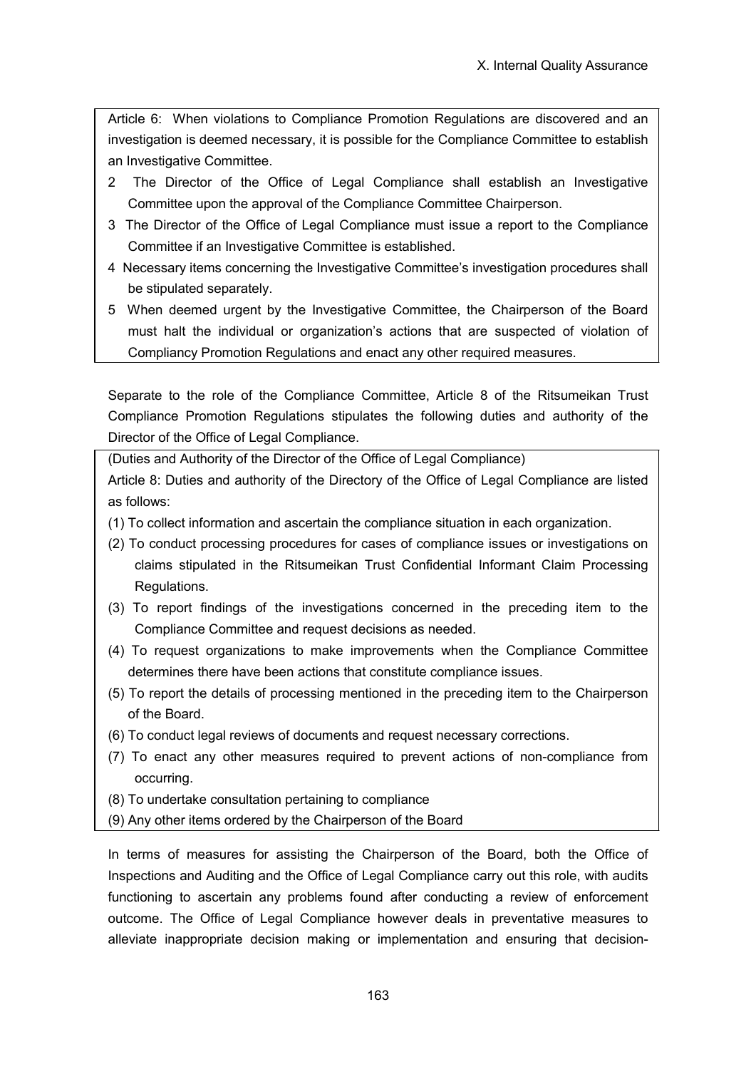Article 6: When violations to Compliance Promotion Regulations are discovered and an investigation is deemed necessary, it is possible for the Compliance Committee to establish an Investigative Committee.

2 The Director of the Office of Legal Compliance shall establish an Investigative Committee upon the approval of the Compliance Committee Chairperson.

3 The Director of the Office of Legal Compliance must issue a report to the Compliance Committee if an Investigative Committee is established.

4 Necessary items concerning the Investigative Committee's investigation procedures shall be stipulated separately.

5 When deemed urgent by the Investigative Committee, the Chairperson of the Board must halt the individual or organization's actions that are suspected of violation of Compliancy Promotion Regulations and enact any other required measures.

Separate to the role of the Compliance Committee, Article 8 of the Ritsumeikan Trust Compliance Promotion Regulations stipulates the following duties and authority of the Director of the Office of Legal Compliance.

(Duties and Authority of the Director of the Office of Legal Compliance)

Article 8: Duties and authority of the Directory of the Office of Legal Compliance are listed as follows:

(1) To collect information and ascertain the compliance situation in each organization.

(2) To conduct processing procedures for cases of compliance issues or investigations on claims stipulated in the Ritsumeikan Trust Confidential Informant Claim Processing Regulations.

(3) To report findings of the investigations concerned in the preceding item to the Compliance Committee and request decisions as needed.

(4) To request organizations to make improvements when the Compliance Committee determines there have been actions that constitute compliance issues.

(5) To report the details of processing mentioned in the preceding item to the Chairperson of the Board.

(6) To conduct legal reviews of documents and request necessary corrections.

(7) To enact any other measures required to prevent actions of non-compliance from occurring.

(8) To undertake consultation pertaining to compliance

(9) Any other items ordered by the Chairperson of the Board

In terms of measures for assisting the Chairperson of the Board, both the Office of Inspections and Auditing and the Office of Legal Compliance carry out this role, with audits functioning to ascertain any problems found after conducting a review of enforcement outcome. The Office of Legal Compliance however deals in preventative measures to alleviate inappropriate decision making or implementation and ensuring that decision-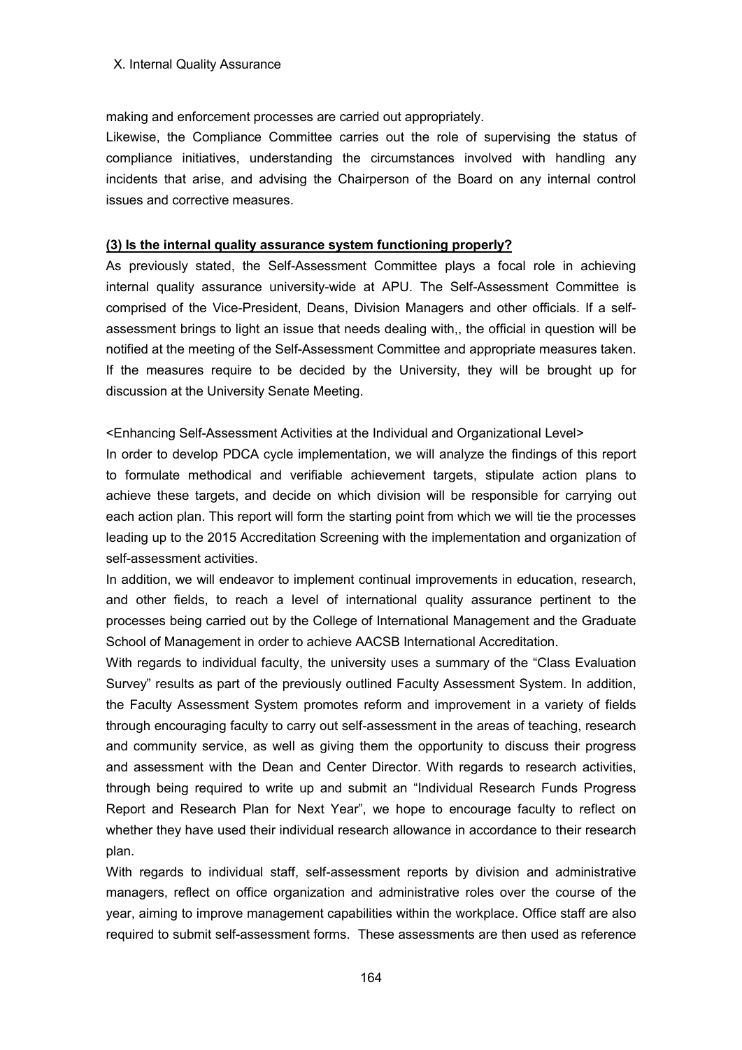making and enforcement processes are carried out appropriately.

Likewise, the Compliance Committee carries out the role of supervising the status of compliance initiatives, understanding the circumstances involved with handling any incidents that arise, and advising the Chairperson of the Board on any internal control issues and corrective measures.

### (3) Is the internal quality assurance system functioning properly?

As previously stated, the Self-Assessment Committee plays a focal role in achieving internal quality assurance university-wide at APU. The Self-Assessment Committee is comprised of the Vice-President, Deans, Division Managers and other officials. If a self-assessment brings to light an issue that needs dealing with,, the official in question will be notified at the meeting of the Self-Assessment Committee and appropriate measures taken. If the measures require to be decided by the University, they will be brought up for discussion at the University Senate Meeting.

<Enhancing Self-Assessment Activities at the Individual and Organizational Level>

In order to develop PDCA cycle implementation, we will analyze the findings of this report to formulate methodical and verifiable achievement targets, stipulate action plans to achieve these targets, and decide on which division will be responsible for carrying out each action plan. This report will form the starting point from which we will tie the processes leading up to the 2015 Accreditation Screening with the implementation and organization of self-assessment activities.

In addition, we will endeavor to implement continual improvements in education, research, and other fields, to reach a level of international quality assurance pertinent to the processes being carried out by the College of International Management and the Graduate School of Management in order to achieve AACSB International Accreditation.

With regards to individual faculty, the university uses a summary of the "Class Evaluation Survey" results as part of the previously outlined Faculty Assessment System. In addition, the Faculty Assessment System promotes reform and improvement in a variety of fields through encouraging faculty to carry out self-assessment in the areas of teaching, research and community service, as well as giving them the opportunity to discuss their progress and assessment with the Dean and Center Director. With regards to research activities, through being required to write up and submit an "Individual Research Funds Progress Report and Research Plan for Next Year", we hope to encourage faculty to reflect on whether they have used their individual research allowance in accordance to their research plan.

With regards to individual staff, self-assessment reports by division and administrative managers, reflect on office organization and administrative roles over the course of the year, aiming to improve management capabilities within the workplace. Office staff are also required to submit self-assessment forms. These assessments are then used as reference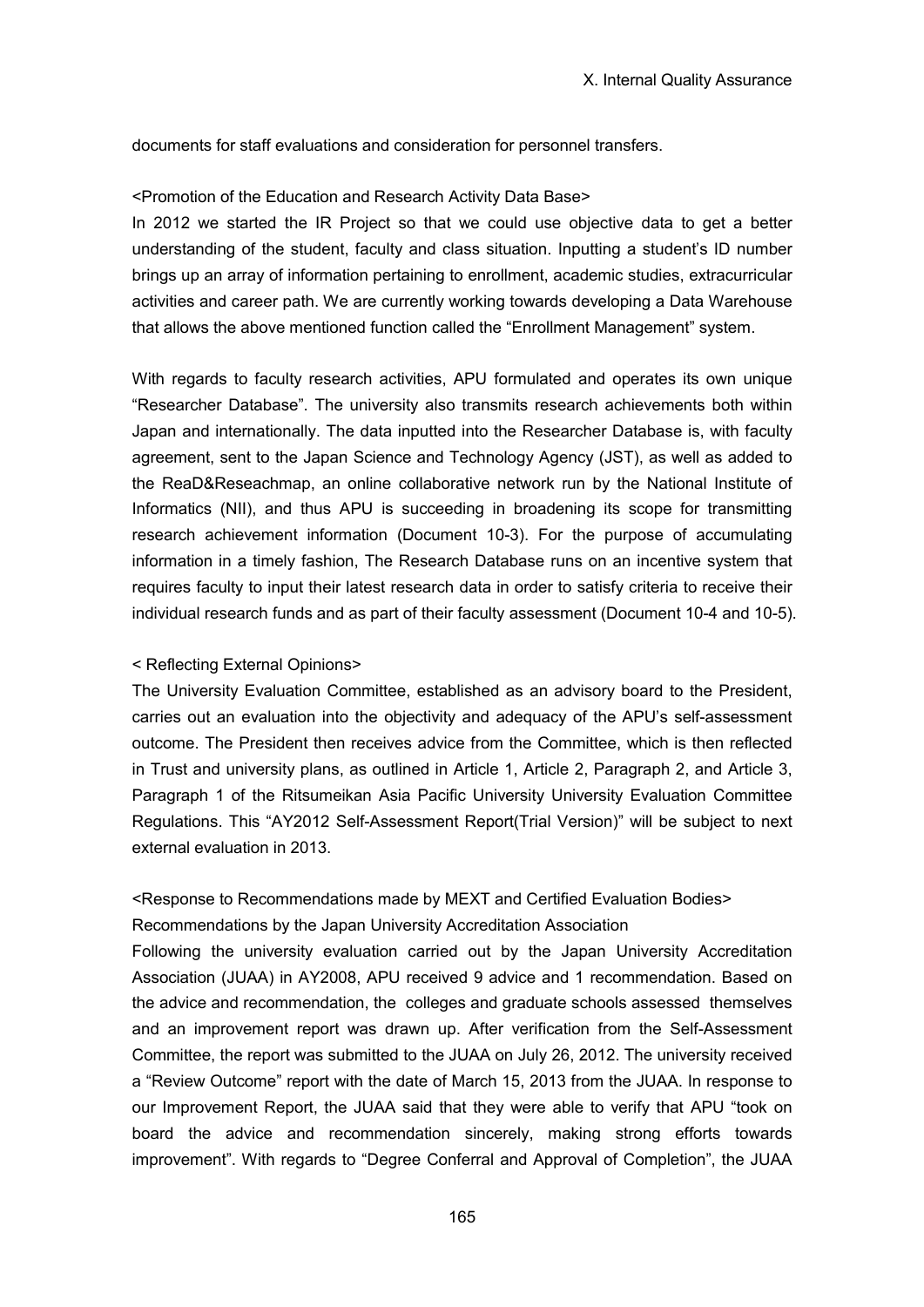documents for staff evaluations and consideration for personnel transfers.

<Promotion of the Education and Research Activity Data Base>

In 2012 we started the IR Project so that we could use objective data to get a better understanding of the student, faculty and class situation. Inputting a student's ID number brings up an array of information pertaining to enrollment, academic studies, extracurricular activities and career path. We are currently working towards developing a Data Warehouse that allows the above mentioned function called the "Enrollment Management" system.

With regards to faculty research activities, APU formulated and operates its own unique "Researcher Database". The university also transmits research achievements both within Japan and internationally. The data inputted into the Researcher Database is, with faculty agreement, sent to the Japan Science and Technology Agency (JST), as well as added to the ReaD&Reseachmap, an online collaborative network run by the National Institute of Informatics (NII), and thus APU is succeeding in broadening its scope for transmitting research achievement information (Document 10-3). For the purpose of accumulating information in a timely fashion, The Research Database runs on an incentive system that requires faculty to input their latest research data in order to satisfy criteria to receive their individual research funds and as part of their faculty assessment (Document 10-4 and 10-5).

< Reflecting External Opinions>

The University Evaluation Committee, established as an advisory board to the President, carries out an evaluation into the objectivity and adequacy of the APU's self-assessment outcome. The President then receives advice from the Committee, which is then reflected in Trust and university plans, as outlined in Article 1, Article 2, Paragraph 2, and Article 3, Paragraph 1 of the Ritsumeikan Asia Pacific University University Evaluation Committee Regulations. This "AY2012 Self-Assessment Report(Trial Version)" will be subject to next external evaluation in 2013.

<Response to Recommendations made by MEXT and Certified Evaluation Bodies>

Recommendations by the Japan University Accreditation Association

Following the university evaluation carried out by the Japan University Accreditation Association (JUAA) in AY2008, APU received 9 advice and 1 recommendation. Based on the advice and recommendation, the colleges and graduate schools assessed themselves and an improvement report was drawn up. After verification from the Self-Assessment Committee, the report was submitted to the JUAA on July 26, 2012. The university received a "Review Outcome" report with the date of March 15, 2013 from the JUAA. In response to our Improvement Report, the JUAA said that they were able to verify that APU "took on board the advice and recommendation sincerely, making strong efforts towards improvement". With regards to "Degree Conferral and Approval of Completion", the JUAA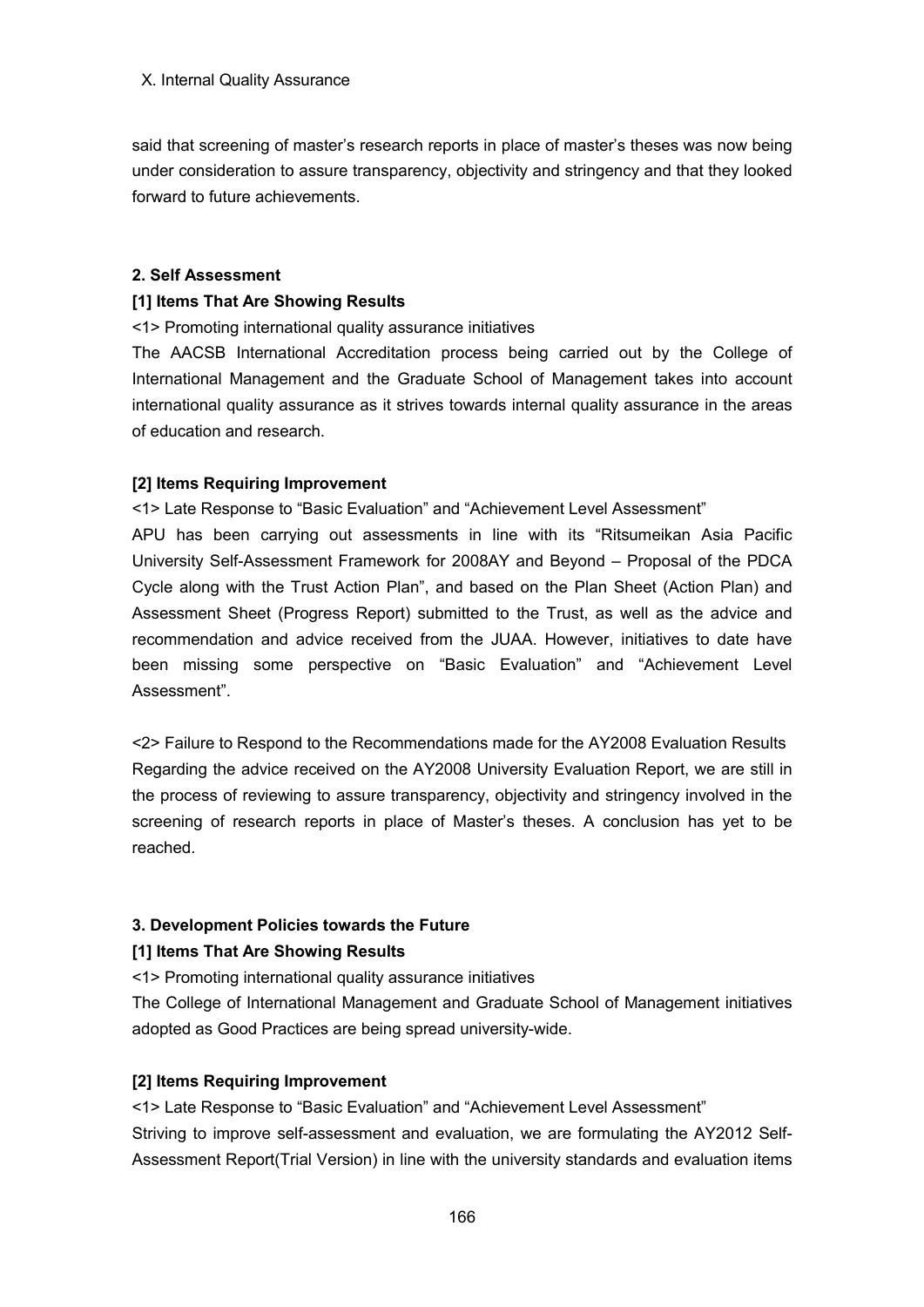said that screening of master's research reports in place of master's theses was now being under consideration to assure transparency, objectivity and stringency and that they looked forward to future achievements.

## 2. Self Assessment

### [1] Items That Are Showing Results

<1> Promoting international quality assurance initiatives

The AACSB International Accreditation process being carried out by the College of International Management and the Graduate School of Management takes into account international quality assurance as it strives towards internal quality assurance in the areas of education and research.

### [2] Items Requiring Improvement

<1> Late Response to "Basic Evaluation" and "Achievement Level Assessment"

APU has been carrying out assessments in line with its "Ritsumeikan Asia Pacific University Self-Assessment Framework for 2008AY and Beyond – Proposal of the PDCA Cycle along with the Trust Action Plan", and based on the Plan Sheet (Action Plan) and Assessment Sheet (Progress Report) submitted to the Trust, as well as the advice and recommendation and advice received from the JUAA. However, initiatives to date have been missing some perspective on "Basic Evaluation" and "Achievement Level Assessment".

<2> Failure to Respond to the Recommendations made for the AY2008 Evaluation Results

Regarding the advice received on the AY2008 University Evaluation Report, we are still in the process of reviewing to assure transparency, objectivity and stringency involved in the screening of research reports in place of Master's theses. A conclusion has yet to be reached.

## 3. Development Policies towards the Future

### [1] Items That Are Showing Results

<1> Promoting international quality assurance initiatives

The College of International Management and Graduate School of Management initiatives adopted as Good Practices are being spread university-wide.

### [2] Items Requiring Improvement

<1> Late Response to "Basic Evaluation" and "Achievement Level Assessment"

Striving to improve self-assessment and evaluation, we are formulating the AY2012 Self-Assessment Report(Trial Version) in line with the university standards and evaluation items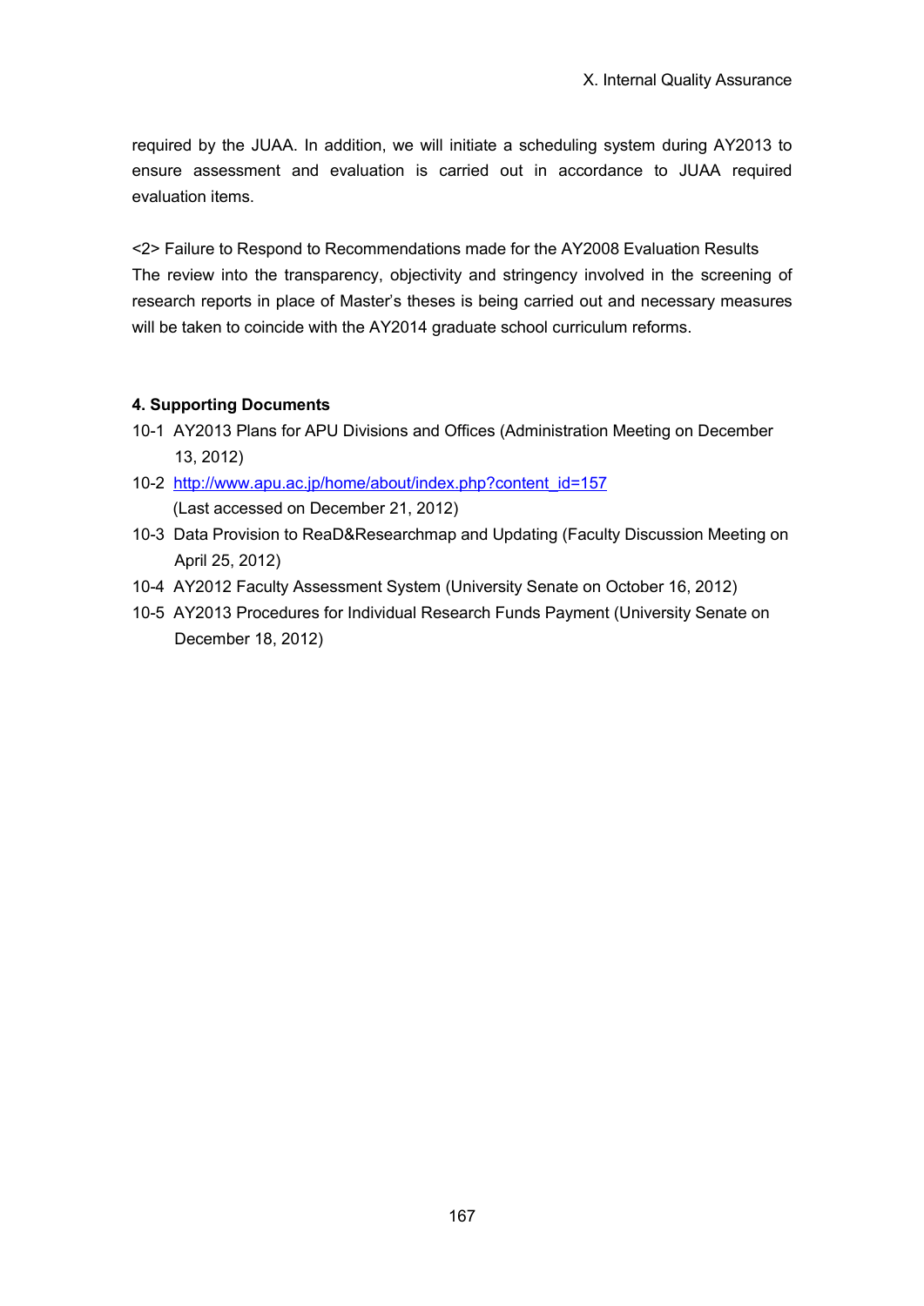required by the JUAA. In addition, we will initiate a scheduling system during AY2013 to ensure assessment and evaluation is carried out in accordance to JUAA required evaluation items.

<2> Failure to Respond to Recommendations made for the AY2008 Evaluation Results
The review into the transparency, objectivity and stringency involved in the screening of research reports in place of Master's theses is being carried out and necessary measures will be taken to coincide with the AY2014 graduate school curriculum reforms.

**4. Supporting Documents**

10-1 AY2013 Plans for APU Divisions and Offices (Administration Meeting on December 13, 2012)

10-2 [http://www.apu.ac.jp/home/about/index.php?content_id=157](http://www.apu.ac.jp/home/about/index.php?content_id=157) (Last accessed on December 21, 2012)

10-3 Data Provision to ReaD&Researchmap and Updating (Faculty Discussion Meeting on April 25, 2012)

10-4 AY2012 Faculty Assessment System (University Senate on October 16, 2012)

10-5 AY2013 Procedures for Individual Research Funds Payment (University Senate on December 18, 2012)